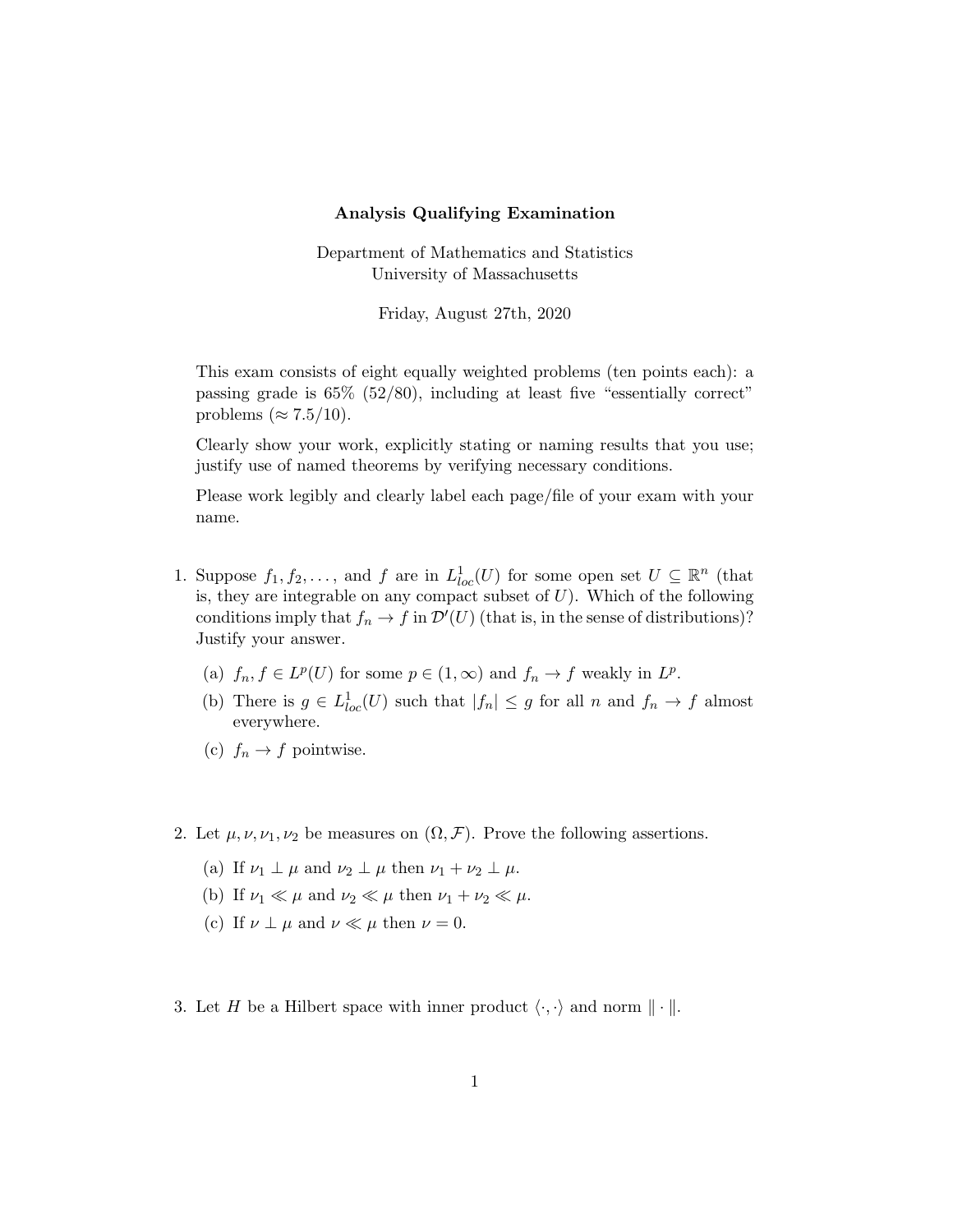# Analysis Qualifying Examination

Department of Mathematics and Statistics
University of Massachusetts

Friday, August 27th, 2020

This exam consists of eight equally weighted problems (ten points each): a passing grade is 65% (52/80), including at least five "essentially correct" problems ($\approx 7.5/10$).

Clearly show your work, explicitly stating or naming results that you use; justify use of named theorems by verifying necessary conditions.

Please work legibly and clearly label each page/file of your exam with your name.

1. Suppose $f_1, f_2, \ldots$, and $f$ are in $L^1_{loc}(U)$ for some open set $U \subseteq \mathbb{R}^n$ (that is, they are integrable on any compact subset of $U$). Which of the following conditions imply that $f_n \to f$ in $\mathcal{D}'(U)$ (that is, in the sense of distributions)? Justify your answer.

   (a) $f_n, f \in L^p(U)$ for some $p \in (1, \infty)$ and $f_n \to f$ weakly in $L^p$.

   (b) There is $g \in L^1_{loc}(U)$ such that $|f_n| \leq g$ for all $n$ and $f_n \to f$ almost everywhere.

   (c) $f_n \to f$ pointwise.

2. Let $\mu, \nu, \nu_1, \nu_2$ be measures on $(\Omega, \mathcal{F})$. Prove the following assertions.

   (a) If $\nu_1 \perp \mu$ and $\nu_2 \perp \mu$ then $\nu_1 + \nu_2 \perp \mu$.

   (b) If $\nu_1 \ll \mu$ and $\nu_2 \ll \mu$ then $\nu_1 + \nu_2 \ll \mu$.

   (c) If $\nu \perp \mu$ and $\nu \ll \mu$ then $\nu = 0$.

3. Let $H$ be a Hilbert space with inner product $\langle \cdot, \cdot \rangle$ and norm $\| \cdot \|$.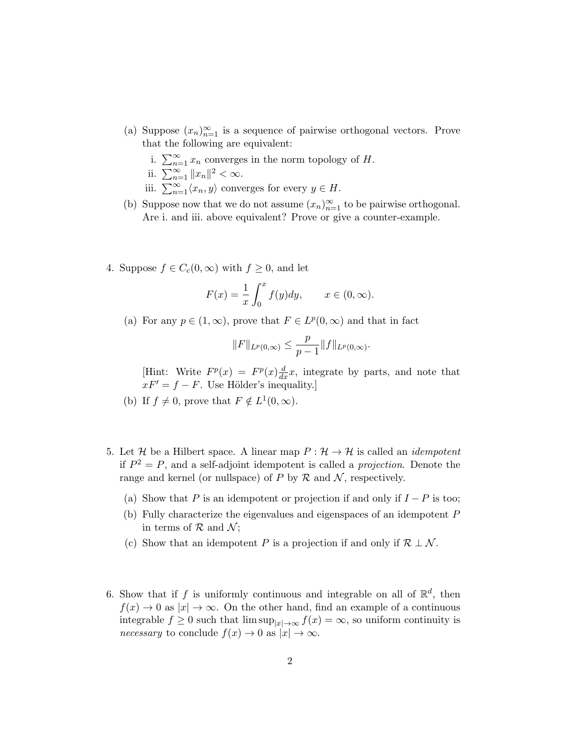(a) Suppose $(x_n)_{n=1}^{\infty}$ is a sequence of pairwise orthogonal vectors. Prove that the following are equivalent:

   i. $\sum_{n=1}^{\infty} x_n$ converges in the norm topology of $H$.

   ii. $\sum_{n=1}^{\infty} \|x_n\|^2 < \infty$.

   iii. $\sum_{n=1}^{\infty} \langle x_n, y \rangle$ converges for every $y \in H$.

(b) Suppose now that we do not assume $(x_n)_{n=1}^{\infty}$ to be pairwise orthogonal. Are i. and iii. above equivalent? Prove or give a counter-example.

4. Suppose $f \in C_c(0, \infty)$ with $f \geq 0$, and let

$$F(x) = \frac{1}{x} \int_0^x f(y)dy, \qquad x \in (0, \infty).$$

   (a) For any $p \in (1, \infty)$, prove that $F \in L^p(0, \infty)$ and that in fact

$$\|F\|_{L^p(0,\infty)} \leq \frac{p}{p-1} \|f\|_{L^p(0,\infty)}.$$

   [Hint: Write $F^p(x) = F^p(x) \frac{d}{dx} x$, integrate by parts, and note that $xF' = f - F$. Use Hölder's inequality.]

   (b) If $f \neq 0$, prove that $F \notin L^1(0, \infty)$.

5. Let $\mathcal{H}$ be a Hilbert space. A linear map $P : \mathcal{H} \to \mathcal{H}$ is called an *idempotent* if $P^2 = P$, and a self-adjoint idempotent is called a *projection*. Denote the range and kernel (or nullspace) of $P$ by $\mathcal{R}$ and $\mathcal{N}$, respectively.

   (a) Show that $P$ is an idempotent or projection if and only if $I - P$ is too;

   (b) Fully characterize the eigenvalues and eigenspaces of an idempotent $P$ in terms of $\mathcal{R}$ and $\mathcal{N}$;

   (c) Show that an idempotent $P$ is a projection if and only if $\mathcal{R} \perp \mathcal{N}$.

6. Show that if $f$ is uniformly continuous and integrable on all of $\mathbb{R}^d$, then $f(x) \to 0$ as $|x| \to \infty$. On the other hand, find an example of a continuous integrable $f \geq 0$ such that $\limsup_{|x| \to \infty} f(x) = \infty$, so uniform continuity is *necessary* to conclude $f(x) \to 0$ as $|x| \to \infty$.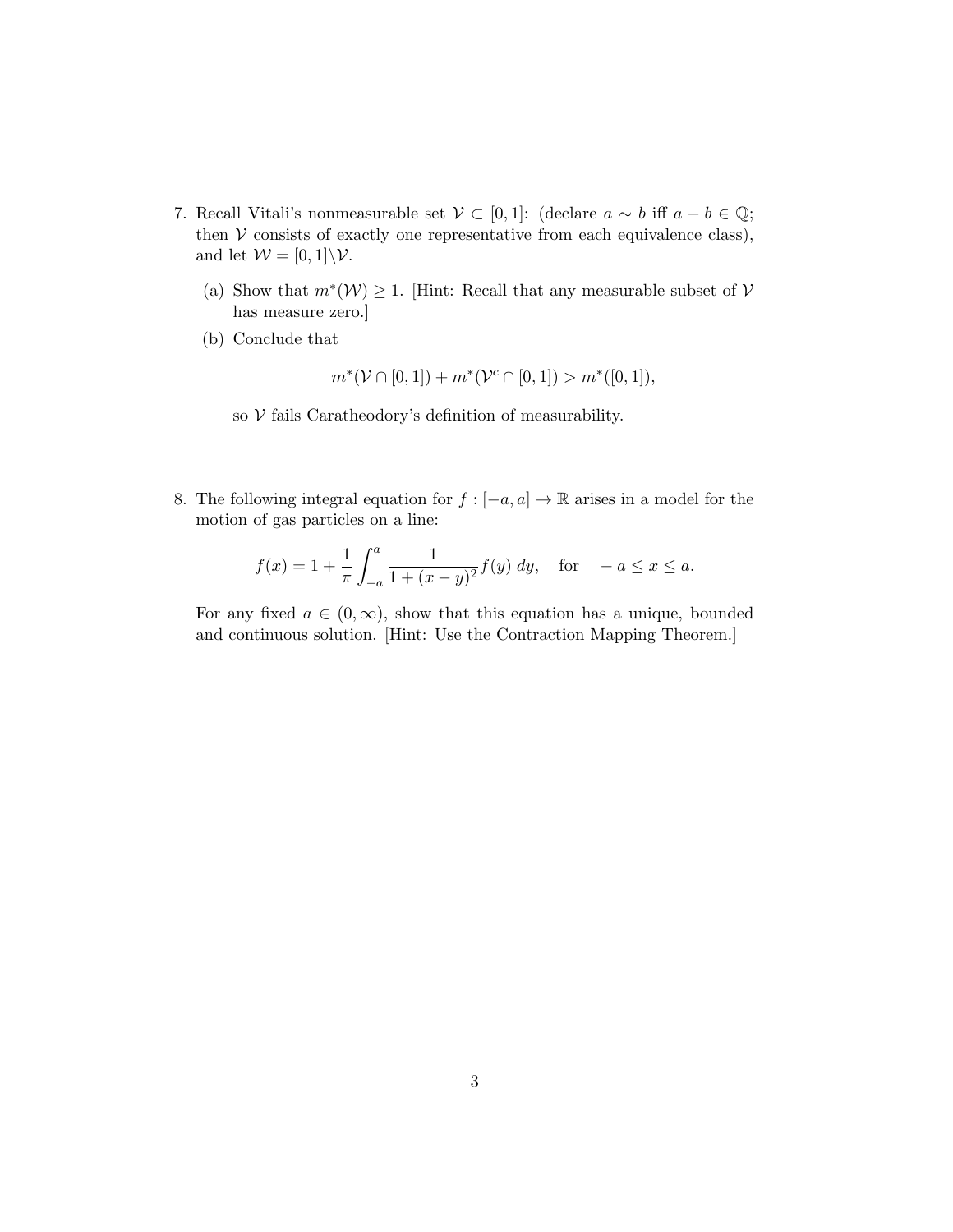7. Recall Vitali's nonmeasurable set $\mathcal{V} \subset [0,1]$: (declare $a \sim b$ iff $a - b \in \mathbb{Q}$; then $\mathcal{V}$ consists of exactly one representative from each equivalence class), and let $\mathcal{W} = [0,1] \backslash \mathcal{V}$.

   (a) Show that $m^*(\mathcal{W}) \geq 1$. [Hint: Recall that any measurable subset of $\mathcal{V}$ has measure zero.]

   (b) Conclude that

   $$m^*(\mathcal{V} \cap [0,1]) + m^*(\mathcal{V}^c \cap [0,1]) > m^*([0,1]),$$

   so $\mathcal{V}$ fails Caratheodory's definition of measurability.

8. The following integral equation for $f : [-a, a] \to \mathbb{R}$ arises in a model for the motion of gas particles on a line:

   $$f(x) = 1 + \frac{1}{\pi} \int_{-a}^{a} \frac{1}{1 + (x-y)^2} f(y)\, dy, \quad \text{for} \quad -a \leq x \leq a.$$

   For any fixed $a \in (0, \infty)$, show that this equation has a unique, bounded and continuous solution. [Hint: Use the Contraction Mapping Theorem.]